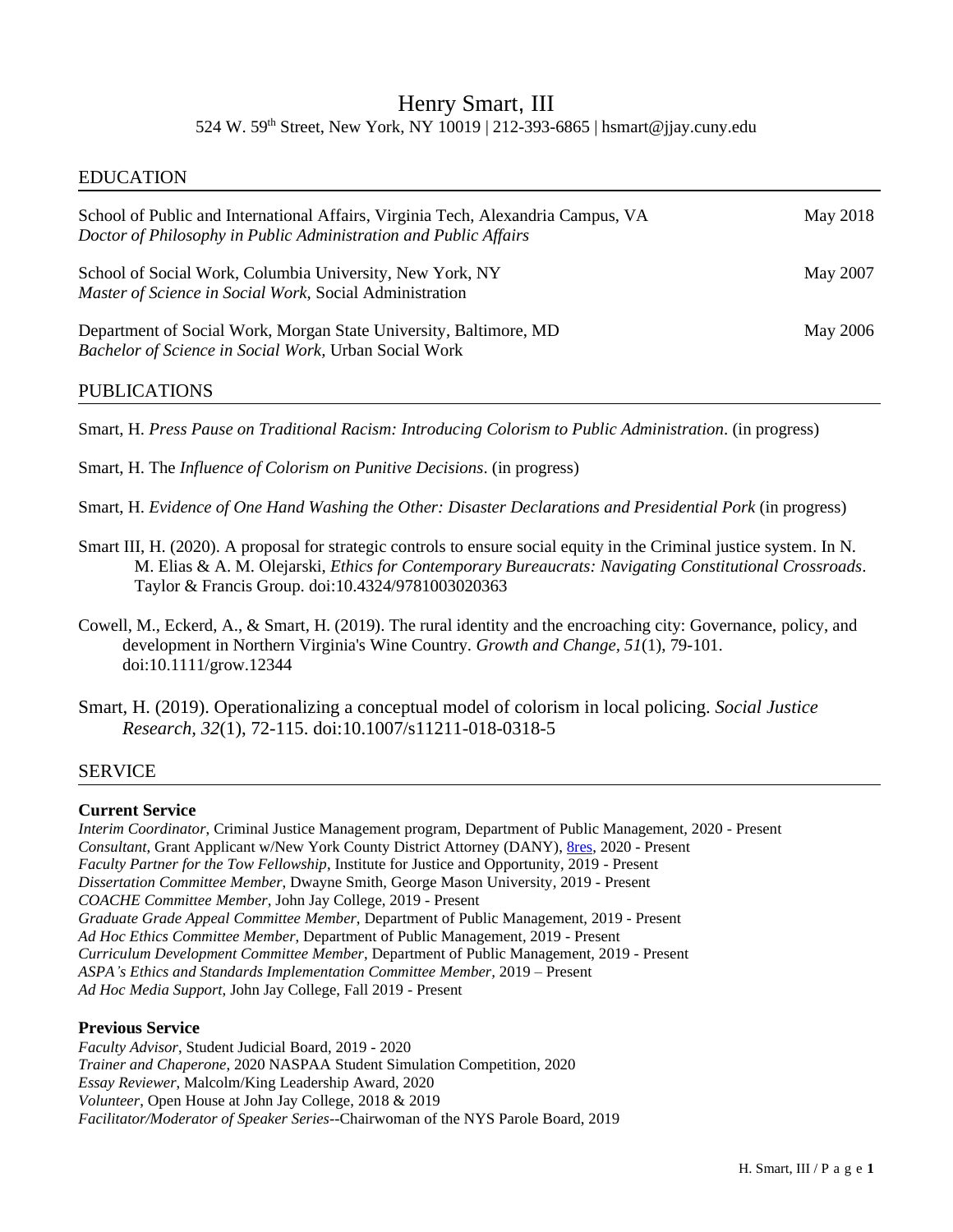# Henry Smart, III

524 W. 59th Street, New York, NY 10019 | 212-393-6865 | hsmart@jjay.cuny.edu

## EDUCATION

School of Public and International Affairs, Virginia Tech, Alexandria Campus, VA — May 2018
*Doctor of Philosophy in Public Administration and Public Affairs*

School of Social Work, Columbia University, New York, NY — May 2007
*Master of Science in Social Work*, Social Administration

Department of Social Work, Morgan State University, Baltimore, MD — May 2006
*Bachelor of Science in Social Work*, Urban Social Work

## PUBLICATIONS

Smart, H. *Press Pause on Traditional Racism: Introducing Colorism to Public Administration*. (in progress)

Smart, H. The *Influence of Colorism on Punitive Decisions*. (in progress)

Smart, H. *Evidence of One Hand Washing the Other: Disaster Declarations and Presidential Pork* (in progress)

Smart III, H. (2020). A proposal for strategic controls to ensure social equity in the Criminal justice system. In N. M. Elias & A. M. Olejarski, *Ethics for Contemporary Bureaucrats: Navigating Constitutional Crossroads*. Taylor & Francis Group. doi:10.4324/9781003020363

Cowell, M., Eckerd, A., & Smart, H. (2019). The rural identity and the encroaching city: Governance, policy, and development in Northern Virginia's Wine Country. *Growth and Change, 51*(1), 79-101. doi:10.1111/grow.12344

Smart, H. (2019). Operationalizing a conceptual model of colorism in local policing. *Social Justice Research*, *32*(1), 72-115. doi:10.1007/s11211-018-0318-5

## SERVICE

### Current Service

*Interim Coordinator*, Criminal Justice Management program, Department of Public Management, 2020 - Present
*Consultant*, Grant Applicant w/New York County District Attorney (DANY), 8res, 2020 - Present
*Faculty Partner for the Tow Fellowship*, Institute for Justice and Opportunity, 2019 - Present
*Dissertation Committee Member*, Dwayne Smith, George Mason University, 2019 - Present
*COACHE Committee Member*, John Jay College, 2019 - Present
*Graduate Grade Appeal Committee Member*, Department of Public Management, 2019 - Present
*Ad Hoc Ethics Committee Member*, Department of Public Management, 2019 - Present
*Curriculum Development Committee Member*, Department of Public Management, 2019 - Present
*ASPA's Ethics and Standards Implementation Committee Member*, 2019 – Present
*Ad Hoc Media Support*, John Jay College, Fall 2019 - Present

### Previous Service

*Faculty Advisor*, Student Judicial Board, 2019 - 2020
*Trainer and Chaperone*, 2020 NASPAA Student Simulation Competition, 2020
*Essay Reviewer*, Malcolm/King Leadership Award, 2020
*Volunteer*, Open House at John Jay College, 2018 & 2019
*Facilitator/Moderator of Speaker Series*--Chairwoman of the NYS Parole Board, 2019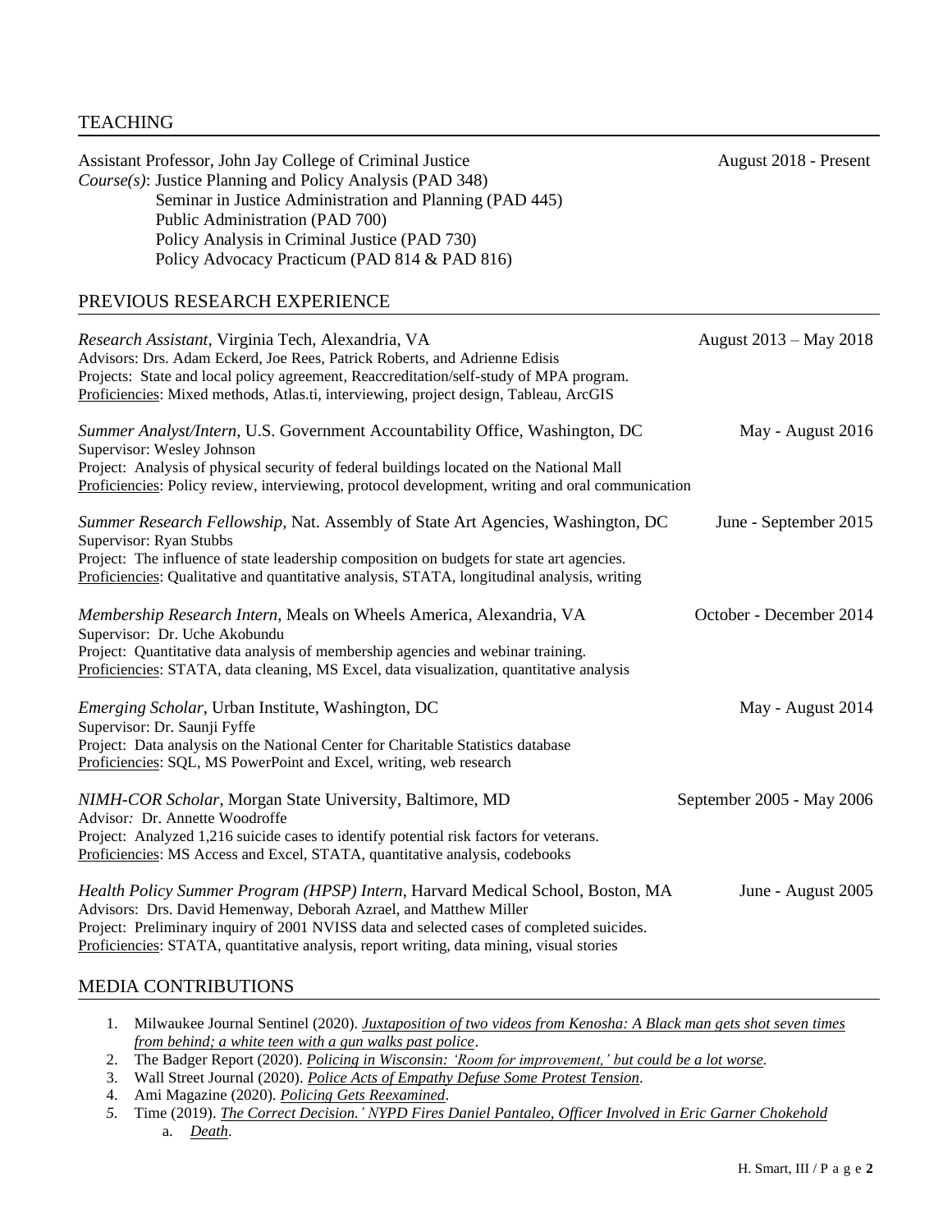## TEACHING

Assistant Professor, John Jay College of Criminal Justice — August 2018 - Present
*Course(s)*: Justice Planning and Policy Analysis (PAD 348)
Seminar in Justice Administration and Planning (PAD 445)
Public Administration (PAD 700)
Policy Analysis in Criminal Justice (PAD 730)
Policy Advocacy Practicum (PAD 814 & PAD 816)

## PREVIOUS RESEARCH EXPERIENCE

*Research Assistant*, Virginia Tech, Alexandria, VA — August 2013 – May 2018
Advisors: Drs. Adam Eckerd, Joe Rees, Patrick Roberts, and Adrienne Edisis
Projects: State and local policy agreement, Reaccreditation/self-study of MPA program.
Proficiencies: Mixed methods, Atlas.ti, interviewing, project design, Tableau, ArcGIS

*Summer Analyst/Intern*, U.S. Government Accountability Office, Washington, DC — May - August 2016
Supervisor: Wesley Johnson
Project: Analysis of physical security of federal buildings located on the National Mall
Proficiencies: Policy review, interviewing, protocol development, writing and oral communication

*Summer Research Fellowship*, Nat. Assembly of State Art Agencies, Washington, DC — June - September 2015
Supervisor: Ryan Stubbs
Project: The influence of state leadership composition on budgets for state art agencies.
Proficiencies: Qualitative and quantitative analysis, STATA, longitudinal analysis, writing

*Membership Research Intern*, Meals on Wheels America, Alexandria, VA — October - December 2014
Supervisor: Dr. Uche Akobundu
Project: Quantitative data analysis of membership agencies and webinar training.
Proficiencies: STATA, data cleaning, MS Excel, data visualization, quantitative analysis

*Emerging Scholar*, Urban Institute, Washington, DC — May - August 2014
Supervisor: Dr. Saunji Fyffe
Project: Data analysis on the National Center for Charitable Statistics database
Proficiencies: SQL, MS PowerPoint and Excel, writing, web research

*NIMH-COR Scholar*, Morgan State University, Baltimore, MD — September 2005 - May 2006
Advisor: Dr. Annette Woodroffe
Project: Analyzed 1,216 suicide cases to identify potential risk factors for veterans.
Proficiencies: MS Access and Excel, STATA, quantitative analysis, codebooks

*Health Policy Summer Program (HPSP) Intern*, Harvard Medical School, Boston, MA — June - August 2005
Advisors: Drs. David Hemenway, Deborah Azrael, and Matthew Miller
Project: Preliminary inquiry of 2001 NVISS data and selected cases of completed suicides.
Proficiencies: STATA, quantitative analysis, report writing, data mining, visual stories

## MEDIA CONTRIBUTIONS

1. Milwaukee Journal Sentinel (2020). *Juxtaposition of two videos from Kenosha: A Black man gets shot seven times from behind; a white teen with a gun walks past police*.
2. The Badger Report (2020). *Policing in Wisconsin: 'Room for improvement,' but could be a lot worse*.
3. Wall Street Journal (2020). *Police Acts of Empathy Defuse Some Protest Tension*.
4. Ami Magazine (2020). *Policing Gets Reexamined*.
5. Time (2019). *The Correct Decision.' NYPD Fires Daniel Pantaleo, Officer Involved in Eric Garner Chokehold*
   a. *Death*.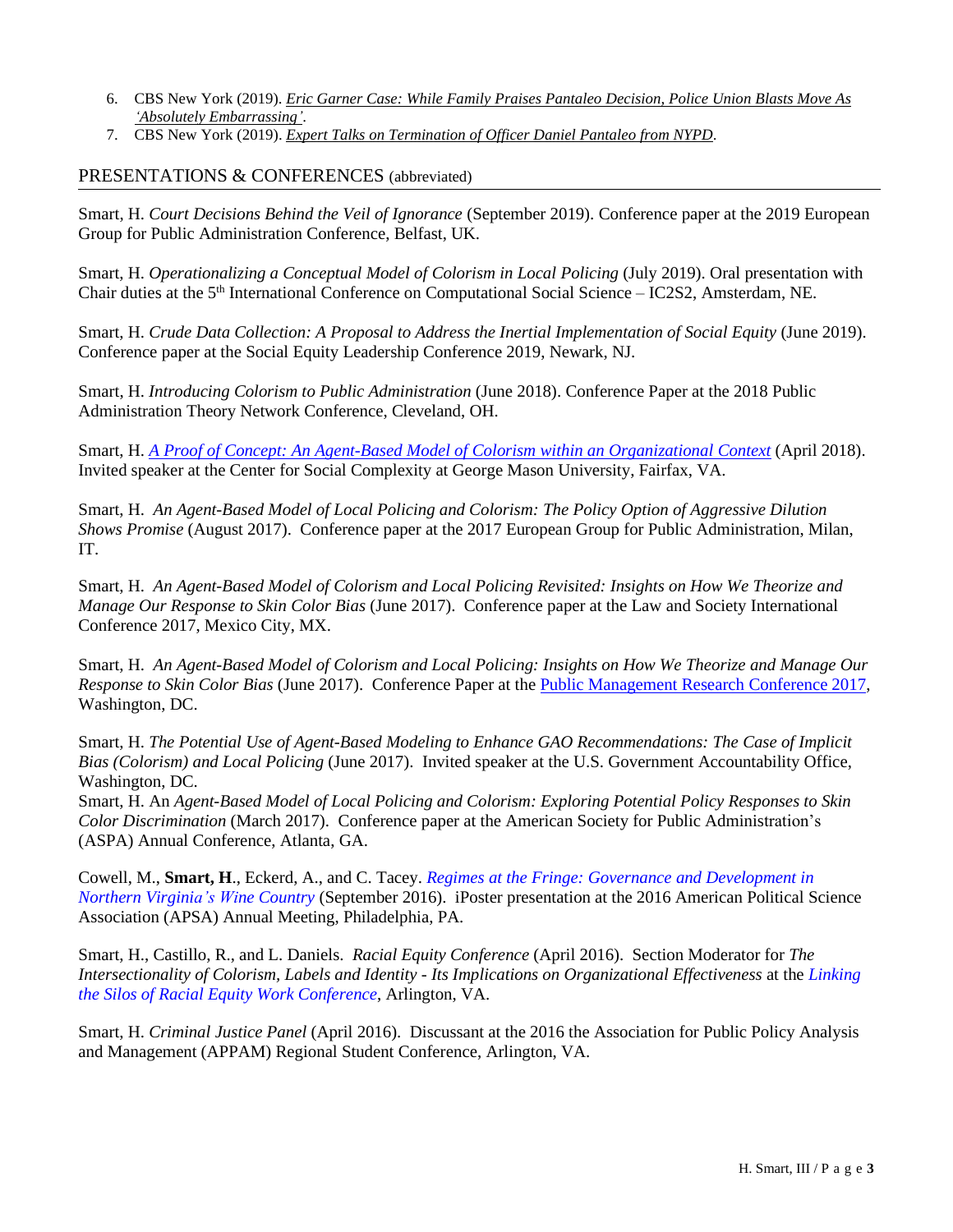6. CBS New York (2019). *Eric Garner Case: While Family Praises Pantaleo Decision, Police Union Blasts Move As 'Absolutely Embarrassing'*.
7. CBS New York (2019). *Expert Talks on Termination of Officer Daniel Pantaleo from NYPD*.

## PRESENTATIONS & CONFERENCES (abbreviated)

Smart, H. *Court Decisions Behind the Veil of Ignorance* (September 2019). Conference paper at the 2019 European Group for Public Administration Conference, Belfast, UK.

Smart, H. *Operationalizing a Conceptual Model of Colorism in Local Policing* (July 2019). Oral presentation with Chair duties at the 5th International Conference on Computational Social Science – IC2S2, Amsterdam, NE.

Smart, H. *Crude Data Collection: A Proposal to Address the Inertial Implementation of Social Equity* (June 2019). Conference paper at the Social Equity Leadership Conference 2019, Newark, NJ.

Smart, H. *Introducing Colorism to Public Administration* (June 2018). Conference Paper at the 2018 Public Administration Theory Network Conference, Cleveland, OH.

Smart, H. *A Proof of Concept: An Agent-Based Model of Colorism within an Organizational Context* (April 2018). Invited speaker at the Center for Social Complexity at George Mason University, Fairfax, VA.

Smart, H. *An Agent-Based Model of Local Policing and Colorism: The Policy Option of Aggressive Dilution Shows Promise* (August 2017). Conference paper at the 2017 European Group for Public Administration, Milan, IT.

Smart, H. *An Agent-Based Model of Colorism and Local Policing Revisited: Insights on How We Theorize and Manage Our Response to Skin Color Bias* (June 2017). Conference paper at the Law and Society International Conference 2017, Mexico City, MX.

Smart, H. *An Agent-Based Model of Colorism and Local Policing: Insights on How We Theorize and Manage Our Response to Skin Color Bias* (June 2017). Conference Paper at the Public Management Research Conference 2017, Washington, DC.

Smart, H. *The Potential Use of Agent-Based Modeling to Enhance GAO Recommendations: The Case of Implicit Bias (Colorism) and Local Policing* (June 2017). Invited speaker at the U.S. Government Accountability Office, Washington, DC.

Smart, H. An *Agent-Based Model of Local Policing and Colorism: Exploring Potential Policy Responses to Skin Color Discrimination* (March 2017). Conference paper at the American Society for Public Administration's (ASPA) Annual Conference, Atlanta, GA.

Cowell, M., **Smart, H**., Eckerd, A., and C. Tacey. *Regimes at the Fringe: Governance and Development in Northern Virginia's Wine Country* (September 2016). iPoster presentation at the 2016 American Political Science Association (APSA) Annual Meeting, Philadelphia, PA.

Smart, H., Castillo, R., and L. Daniels. *Racial Equity Conference* (April 2016). Section Moderator for *The Intersectionality of Colorism, Labels and Identity - Its Implications on Organizational Effectiveness* at the *Linking the Silos of Racial Equity Work Conference*, Arlington, VA.

Smart, H. *Criminal Justice Panel* (April 2016). Discussant at the 2016 the Association for Public Policy Analysis and Management (APPAM) Regional Student Conference, Arlington, VA.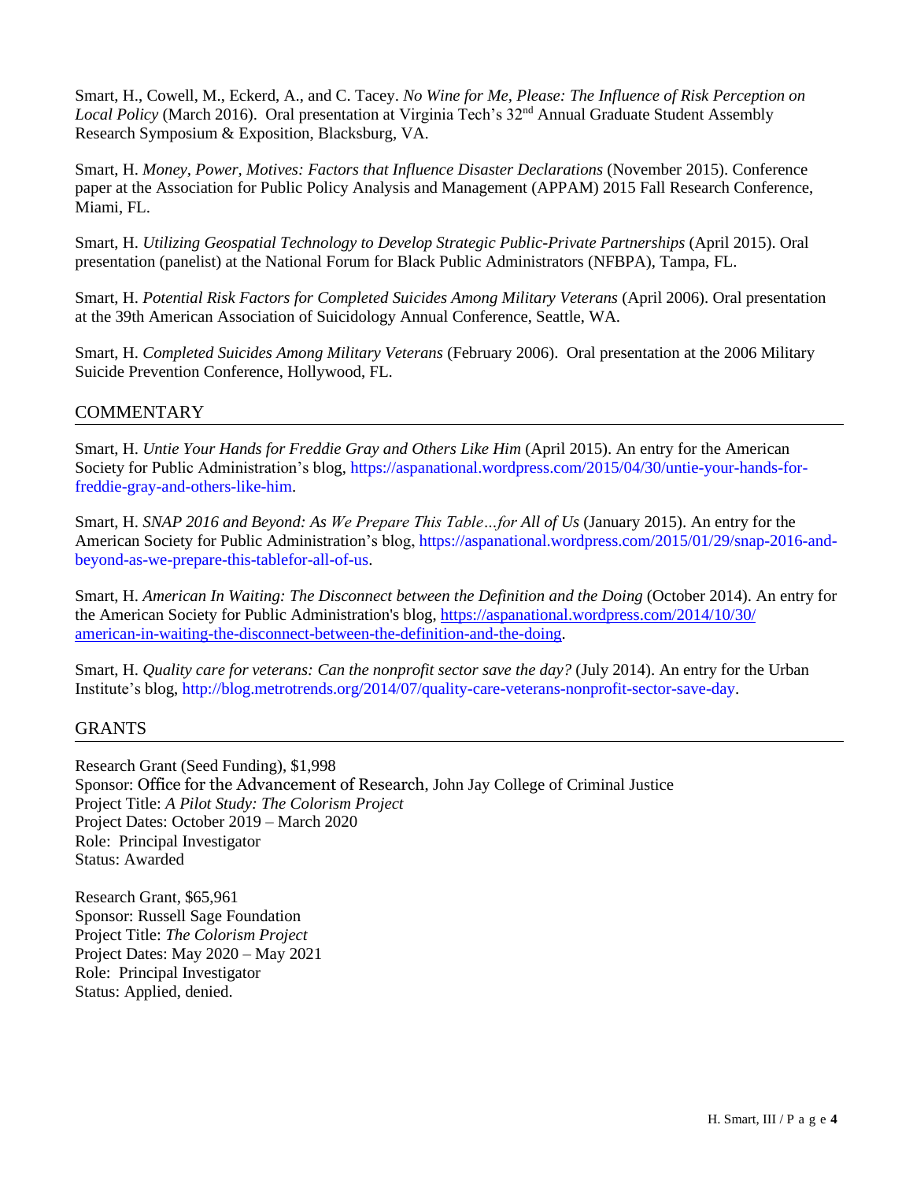Smart, H., Cowell, M., Eckerd, A., and C. Tacey. *No Wine for Me, Please: The Influence of Risk Perception on Local Policy* (March 2016). Oral presentation at Virginia Tech's 32nd Annual Graduate Student Assembly Research Symposium & Exposition, Blacksburg, VA.

Smart, H. *Money, Power, Motives: Factors that Influence Disaster Declarations* (November 2015). Conference paper at the Association for Public Policy Analysis and Management (APPAM) 2015 Fall Research Conference, Miami, FL.

Smart, H. *Utilizing Geospatial Technology to Develop Strategic Public-Private Partnerships* (April 2015). Oral presentation (panelist) at the National Forum for Black Public Administrators (NFBPA), Tampa, FL.

Smart, H. *Potential Risk Factors for Completed Suicides Among Military Veterans* (April 2006). Oral presentation at the 39th American Association of Suicidology Annual Conference, Seattle, WA.

Smart, H. *Completed Suicides Among Military Veterans* (February 2006). Oral presentation at the 2006 Military Suicide Prevention Conference, Hollywood, FL.

## COMMENTARY

Smart, H. *Untie Your Hands for Freddie Gray and Others Like Him* (April 2015). An entry for the American Society for Public Administration's blog, https://aspanational.wordpress.com/2015/04/30/untie-your-hands-for-freddie-gray-and-others-like-him.

Smart, H. *SNAP 2016 and Beyond: As We Prepare This Table…for All of Us* (January 2015). An entry for the American Society for Public Administration's blog, https://aspanational.wordpress.com/2015/01/29/snap-2016-and-beyond-as-we-prepare-this-tablefor-all-of-us.

Smart, H. *American In Waiting: The Disconnect between the Definition and the Doing* (October 2014). An entry for the American Society for Public Administration's blog, https://aspanational.wordpress.com/2014/10/30/american-in-waiting-the-disconnect-between-the-definition-and-the-doing.

Smart, H. *Quality care for veterans: Can the nonprofit sector save the day?* (July 2014). An entry for the Urban Institute's blog, http://blog.metrotrends.org/2014/07/quality-care-veterans-nonprofit-sector-save-day.

## GRANTS

Research Grant (Seed Funding), $1,998
Sponsor: Office for the Advancement of Research, John Jay College of Criminal Justice
Project Title: *A Pilot Study: The Colorism Project*
Project Dates: October 2019 – March 2020
Role: Principal Investigator
Status: Awarded

Research Grant, $65,961
Sponsor: Russell Sage Foundation
Project Title: *The Colorism Project*
Project Dates: May 2020 – May 2021
Role: Principal Investigator
Status: Applied, denied.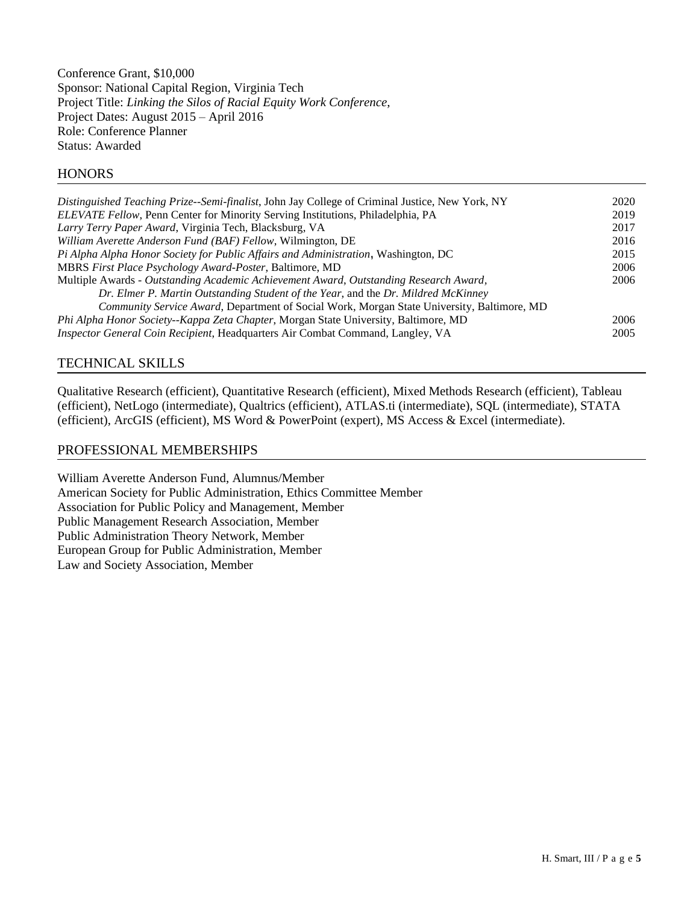Conference Grant, $10,000
Sponsor: National Capital Region, Virginia Tech
Project Title: *Linking the Silos of Racial Equity Work Conference*,
Project Dates: August 2015 – April 2016
Role: Conference Planner
Status: Awarded

## HONORS

| | |
|---|---|
| *Distinguished Teaching Prize--Semi-finalist*, John Jay College of Criminal Justice, New York, NY | 2020 |
| *ELEVATE Fellow*, Penn Center for Minority Serving Institutions, Philadelphia, PA | 2019 |
| *Larry Terry Paper Award*, Virginia Tech, Blacksburg, VA | 2017 |
| *William Averette Anderson Fund (BAF) Fellow*, Wilmington, DE | 2016 |
| *Pi Alpha Alpha Honor Society for Public Affairs and Administration*, Washington, DC | 2015 |
| MBRS *First Place Psychology Award-Poster*, Baltimore, MD | 2006 |
| Multiple Awards - *Outstanding Academic Achievement Award, Outstanding Research Award, Dr. Elmer P. Martin Outstanding Student of the Year*, and the *Dr. Mildred McKinney Community Service Award*, Department of Social Work, Morgan State University, Baltimore, MD | 2006 |
| *Phi Alpha Honor Society--Kappa Zeta Chapter*, Morgan State University, Baltimore, MD | 2006 |
| *Inspector General Coin Recipient*, Headquarters Air Combat Command, Langley, VA | 2005 |

## TECHNICAL SKILLS

Qualitative Research (efficient), Quantitative Research (efficient), Mixed Methods Research (efficient), Tableau (efficient), NetLogo (intermediate), Qualtrics (efficient), ATLAS.ti (intermediate), SQL (intermediate), STATA (efficient), ArcGIS (efficient), MS Word & PowerPoint (expert), MS Access & Excel (intermediate).

## PROFESSIONAL MEMBERSHIPS

William Averette Anderson Fund, Alumnus/Member
American Society for Public Administration, Ethics Committee Member
Association for Public Policy and Management, Member
Public Management Research Association, Member
Public Administration Theory Network, Member
European Group for Public Administration, Member
Law and Society Association, Member